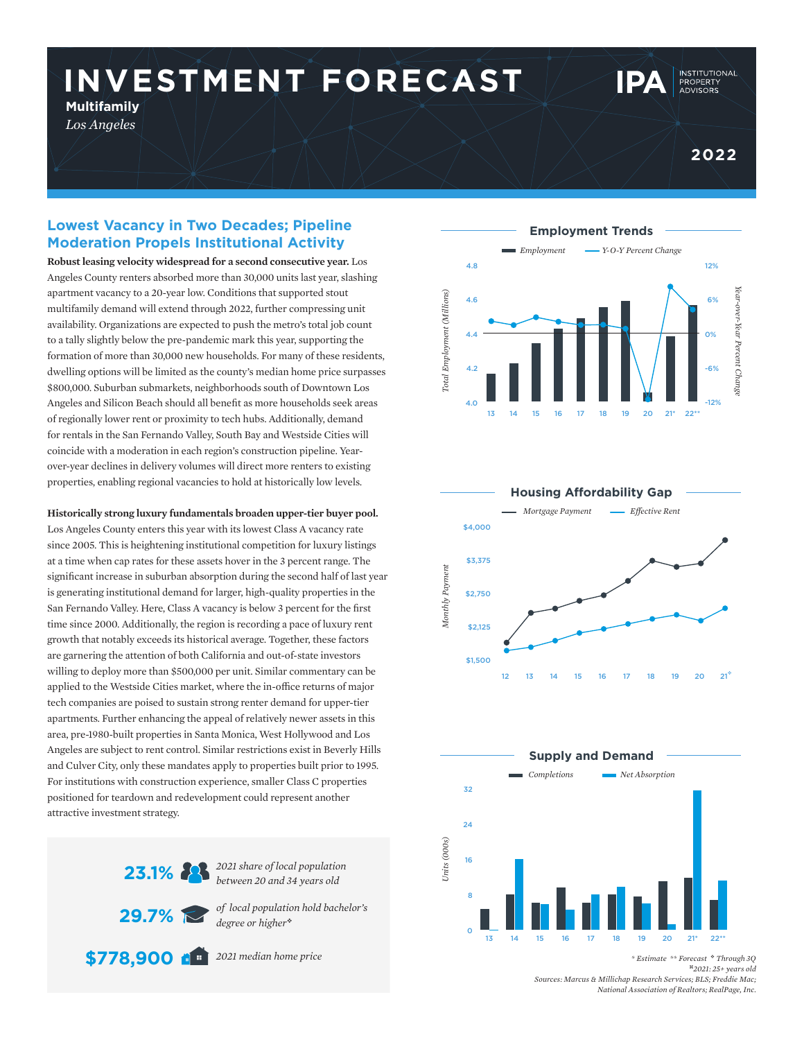# INVESTMENT FORECAST

**Multifamily**

*Los Angeles*

IPA INSTITUTIONAL PROPERTY ADVISORS

**2022**

## Lowest Vacancy in Two Decades; Pipeline Moderation Propels Institutional Activity

**Robust leasing velocity widespread for a second consecutive year.** Los Angeles County renters absorbed more than 30,000 units last year, slashing apartment vacancy to a 20-year low. Conditions that supported stout multifamily demand will extend through 2022, further compressing unit availability. Organizations are expected to push the metro's total job count to a tally slightly below the pre-pandemic mark this year, supporting the formation of more than 30,000 new households. For many of these residents, dwelling options will be limited as the county's median home price surpasses $800,000. Suburban submarkets, neighborhoods south of Downtown Los Angeles and Silicon Beach should all benefit as more households seek areas of regionally lower rent or proximity to tech hubs. Additionally, demand for rentals in the San Fernando Valley, South Bay and Westside Cities will coincide with a moderation in each region's construction pipeline. Year-over-year declines in delivery volumes will direct more renters to existing properties, enabling regional vacancies to hold at historically low levels.

**Historically strong luxury fundamentals broaden upper-tier buyer pool.** Los Angeles County enters this year with its lowest Class A vacancy rate since 2005. This is heightening institutional competition for luxury listings at a time when cap rates for these assets hover in the 3 percent range. The significant increase in suburban absorption during the second half of last year is generating institutional demand for larger, high-quality properties in the San Fernando Valley. Here, Class A vacancy is below 3 percent for the first time since 2000. Additionally, the region is recording a pace of luxury rent growth that notably exceeds its historical average. Together, these factors are garnering the attention of both California and out-of-state investors willing to deploy more than $500,000 per unit. Similar commentary can be applied to the Westside Cities market, where the in-office returns of major tech companies are poised to sustain strong renter demand for upper-tier apartments. Further enhancing the appeal of relatively newer assets in this area, pre-1980-built properties in Santa Monica, West Hollywood and Los Angeles are subject to rent control. Similar restrictions exist in Beverly Hills and Culver City, only these mandates apply to properties built prior to 1995. For institutions with construction experience, smaller Class C properties positioned for teardown and redevelopment could represent another attractive investment strategy.

**23.1%** *2021 share of local population between 20 and 34 years old*

**29.7%** *of local population hold bachelor's degree or higher*¤

**$778,900** *2021 median home price*

### Employment Trends

*Employment* — *Y-O-Y Percent Change*

Total Employment (Millions): 4.0–4.8; Year-over-Year Percent Change: -12% to 12%; years 13–22**

### Housing Affordability Gap

*Mortgage Payment* — *Effective Rent*

Monthly Payment: $1,500–$4,000; years 12–21†

### Supply and Demand

*Completions* — *Net Absorption*

Units (000s): 0–32; years 13–22**

\* Estimate ** Forecast † Through 3Q

¤2021: 25+ years old

Sources: Marcus & Millichap Research Services; BLS; Freddie Mac; National Association of Realtors; RealPage, Inc.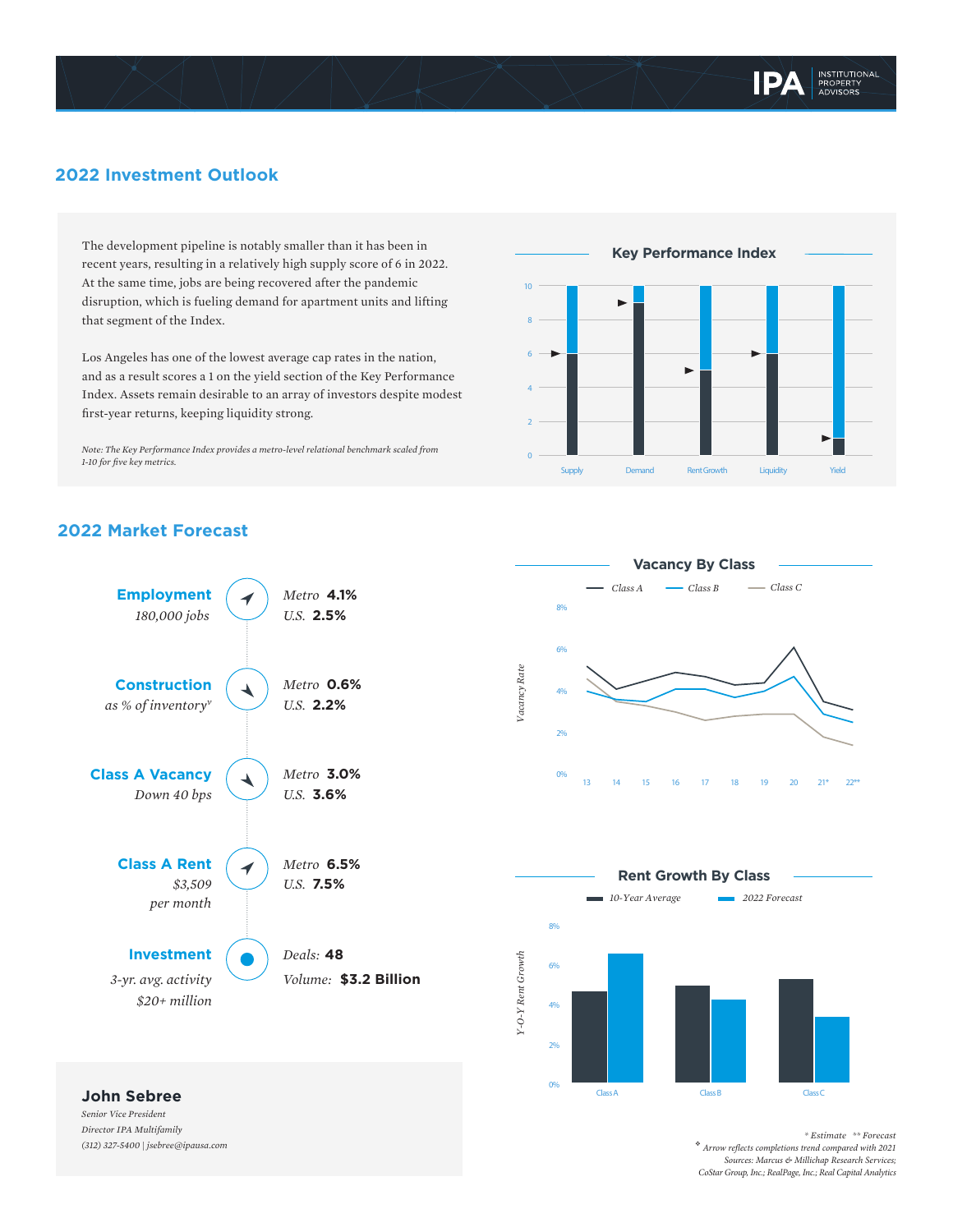## 2022 Investment Outlook

The development pipeline is notably smaller than it has been in recent years, resulting in a relatively high supply score of 6 in 2022. At the same time, jobs are being recovered after the pandemic disruption, which is fueling demand for apartment units and lifting that segment of the Index.

Los Angeles has one of the lowest average cap rates in the nation, and as a result scores a 1 on the yield section of the Key Performance Index. Assets remain desirable to an array of investors despite modest first-year returns, keeping liquidity strong.

*Note: The Key Performance Index provides a metro-level relational benchmark scaled from 1-10 for five key metrics.*

### Key Performance Index

10
8
6
4
2
0
Supply
Demand
Rent Growth
Liquidity
Yield

## 2022 Market Forecast

**Employment**
*180,000 jobs*
*Metro* **4.1%**
*U.S.* **2.5%**

**Construction**
*as % of inventory*[v]
*Metro* **0.6%**
*U.S.* **2.2%**

**Class A Vacancy**
*Down 40 bps*
*Metro* **3.0%**
*U.S.* **3.6%**

**Class A Rent**
*$3,509 per month*
*Metro* **6.5%**
*U.S.* **7.5%**

**Investment**
*3-yr. avg. activity $20+ million*
*Deals:* **48**
*Volume:* **$3.2 Billion**

### Vacancy By Class

Class A
Class B
Class C

*Vacancy Rate*
8%
6%
4%
2%
0%
13
14
15
16
17
18
19
20
21*
22**

### Rent Growth By Class

10-Year Average
2022 Forecast

*Y-O-Y Rent Growth*
8%
6%
4%
2%
0%
Class A
Class B
Class C

**John Sebree**
*Senior Vice President*
*Director IPA Multifamily*
*(312) 327-5400 | jsebree@ipausa.com*

*\* Estimate \*\* Forecast*
*[v] Arrow reflects completions trend compared with 2021*
*Sources: Marcus & Millichap Research Services; CoStar Group, Inc.; RealPage, Inc.; Real Capital Analytics*